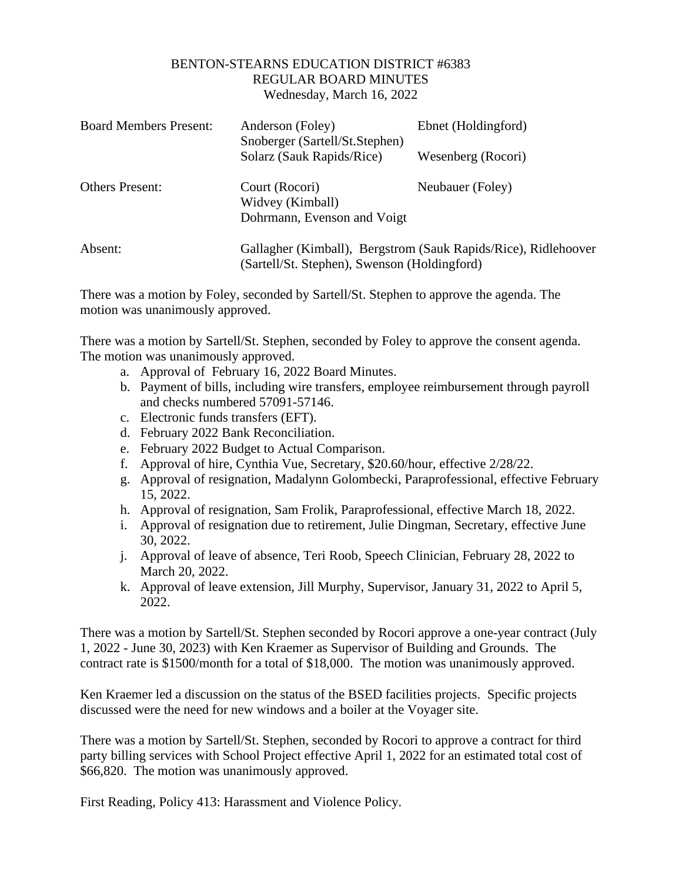# BENTON-STEARNS EDUCATION DISTRICT #6383
## REGULAR BOARD MINUTES
Wednesday, March 16, 2022

| | | |
|---|---|---|
| Board Members Present: | Anderson (Foley)<br>Snoberger (Sartell/St.Stephen)<br>Solarz (Sauk Rapids/Rice) | Ebnet (Holdingford)<br><br>Wesenberg (Rocori) |
| Others Present: | Court (Rocori)<br>Widvey (Kimball)<br>Dohrmann, Evenson and Voigt | Neubauer (Foley) |
| Absent: | Gallagher (Kimball), Bergstrom (Sauk Rapids/Rice), Ridlehoover (Sartell/St. Stephen), Swenson (Holdingford) | |

There was a motion by Foley, seconded by Sartell/St. Stephen to approve the agenda. The motion was unanimously approved.

There was a motion by Sartell/St. Stephen, seconded by Foley to approve the consent agenda. The motion was unanimously approved.

a. Approval of February 16, 2022 Board Minutes.
b. Payment of bills, including wire transfers, employee reimbursement through payroll and checks numbered 57091-57146.
c. Electronic funds transfers (EFT).
d. February 2022 Bank Reconciliation.
e. February 2022 Budget to Actual Comparison.
f. Approval of hire, Cynthia Vue, Secretary, $20.60/hour, effective 2/28/22.
g. Approval of resignation, Madalynn Golombecki, Paraprofessional, effective February 15, 2022.
h. Approval of resignation, Sam Frolik, Paraprofessional, effective March 18, 2022.
i. Approval of resignation due to retirement, Julie Dingman, Secretary, effective June 30, 2022.
j. Approval of leave of absence, Teri Roob, Speech Clinician, February 28, 2022 to March 20, 2022.
k. Approval of leave extension, Jill Murphy, Supervisor, January 31, 2022 to April 5, 2022.

There was a motion by Sartell/St. Stephen seconded by Rocori approve a one-year contract (July 1, 2022 - June 30, 2023) with Ken Kraemer as Supervisor of Building and Grounds. The contract rate is $1500/month for a total of $18,000. The motion was unanimously approved.

Ken Kraemer led a discussion on the status of the BSED facilities projects. Specific projects discussed were the need for new windows and a boiler at the Voyager site.

There was a motion by Sartell/St. Stephen, seconded by Rocori to approve a contract for third party billing services with School Project effective April 1, 2022 for an estimated total cost of $66,820. The motion was unanimously approved.

First Reading, Policy 413: Harassment and Violence Policy.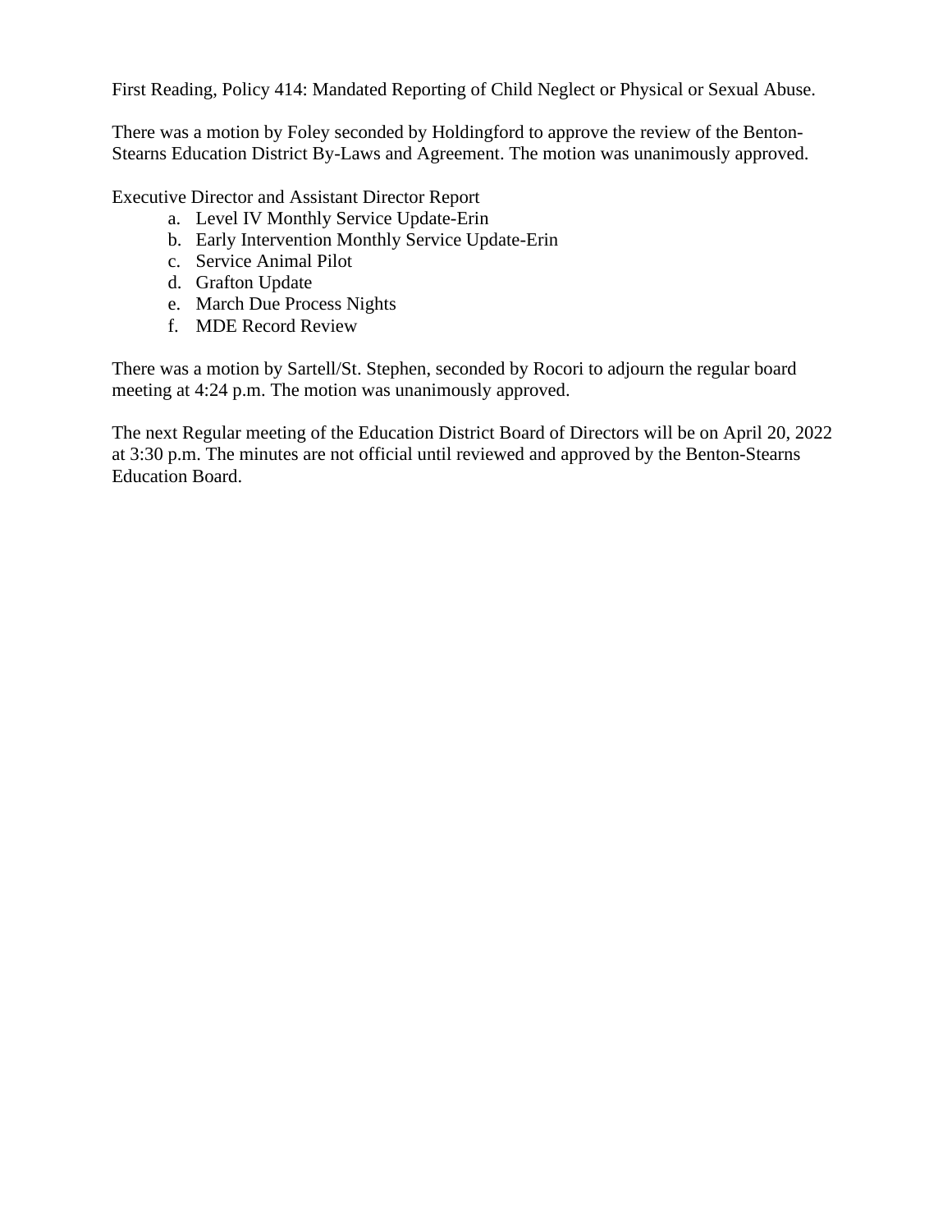First Reading, Policy 414: Mandated Reporting of Child Neglect or Physical or Sexual Abuse.

There was a motion by Foley seconded by Holdingford to approve the review of the Benton-Stearns Education District By-Laws and Agreement. The motion was unanimously approved.

Executive Director and Assistant Director Report

a. Level IV Monthly Service Update-Erin
b. Early Intervention Monthly Service Update-Erin
c. Service Animal Pilot
d. Grafton Update
e. March Due Process Nights
f. MDE Record Review

There was a motion by Sartell/St. Stephen, seconded by Rocori to adjourn the regular board meeting at 4:24 p.m. The motion was unanimously approved.

The next Regular meeting of the Education District Board of Directors will be on April 20, 2022 at 3:30 p.m. The minutes are not official until reviewed and approved by the Benton-Stearns Education Board.